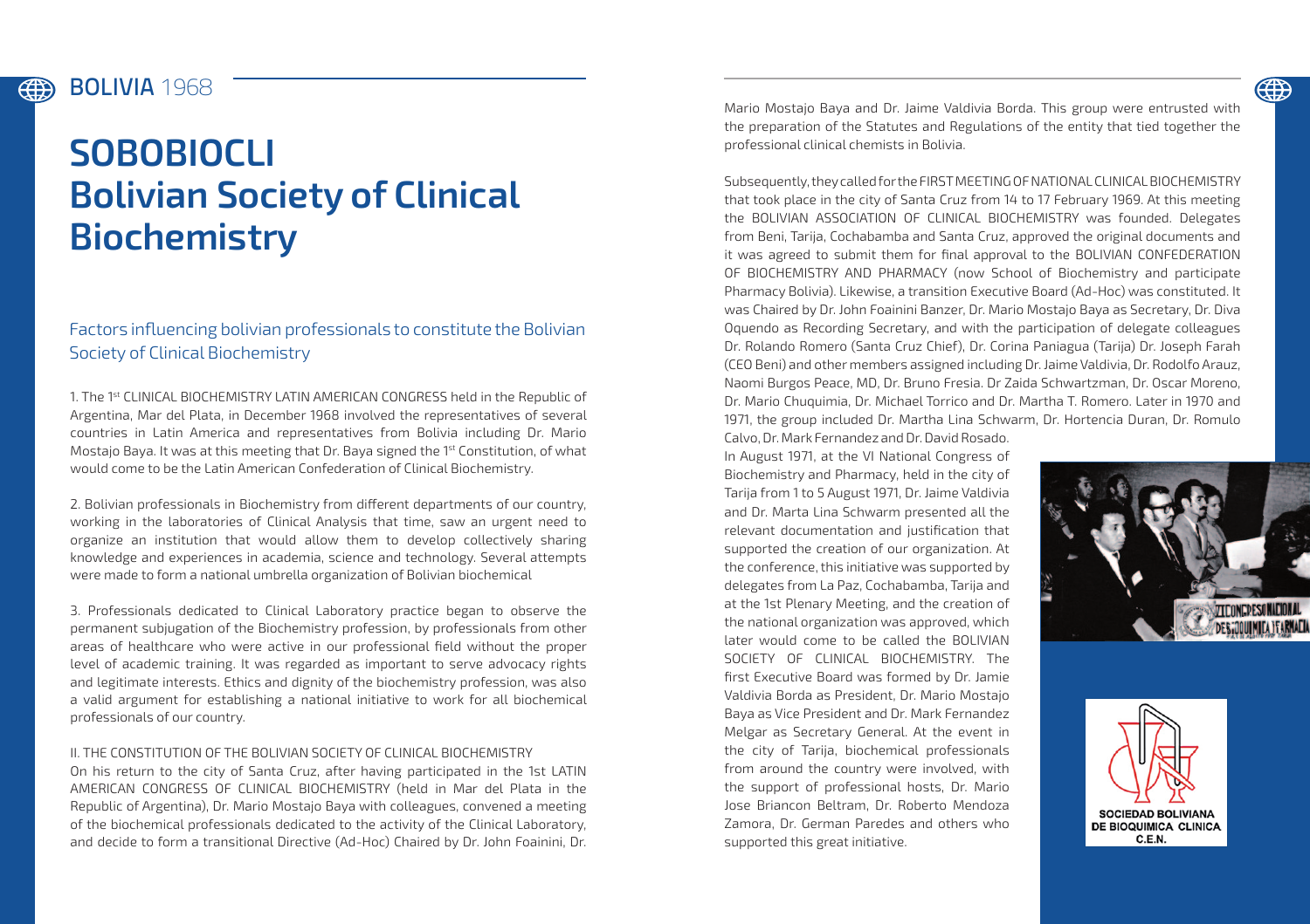**BOLIVIA** 1968

# SOBOBIOCLI
# Bolivian Society of Clinical Biochemistry

## Factors influencing bolivian professionals to constitute the Bolivian Society of Clinical Biochemistry

1. The 1st CLINICAL BIOCHEMISTRY LATIN AMERICAN CONGRESS held in the Republic of Argentina, Mar del Plata, in December 1968 involved the representatives of several countries in Latin America and representatives from Bolivia including Dr. Mario Mostajo Baya. It was at this meeting that Dr. Baya signed the 1st Constitution, of what would come to be the Latin American Confederation of Clinical Biochemistry.

2. Bolivian professionals in Biochemistry from different departments of our country, working in the laboratories of Clinical Analysis that time, saw an urgent need to organize an institution that would allow them to develop collectively sharing knowledge and experiences in academia, science and technology. Several attempts were made to form a national umbrella organization of Bolivian biochemical

3. Professionals dedicated to Clinical Laboratory practice began to observe the permanent subjugation of the Biochemistry profession, by professionals from other areas of healthcare who were active in our professional field without the proper level of academic training. It was regarded as important to serve advocacy rights and legitimate interests. Ethics and dignity of the biochemistry profession, was also a valid argument for establishing a national initiative to work for all biochemical professionals of our country.

II. THE CONSTITUTION OF THE BOLIVIAN SOCIETY OF CLINICAL BIOCHEMISTRY

On his return to the city of Santa Cruz, after having participated in the 1st LATIN AMERICAN CONGRESS OF CLINICAL BIOCHEMISTRY (held in Mar del Plata in the Republic of Argentina), Dr. Mario Mostajo Baya with colleagues, convened a meeting of the biochemical professionals dedicated to the activity of the Clinical Laboratory, and decide to form a transitional Directive (Ad-Hoc) Chaired by Dr. John Foainini, Dr. Mario Mostajo Baya and Dr. Jaime Valdivia Borda. This group were entrusted with the preparation of the Statutes and Regulations of the entity that tied together the professional clinical chemists in Bolivia.

Subsequently, they called for the FIRST MEETING OF NATIONAL CLINICAL BIOCHEMISTRY that took place in the city of Santa Cruz from 14 to 17 February 1969. At this meeting the BOLIVIAN ASSOCIATION OF CLINICAL BIOCHEMISTRY was founded. Delegates from Beni, Tarija, Cochabamba and Santa Cruz, approved the original documents and it was agreed to submit them for final approval to the BOLIVIAN CONFEDERATION OF BIOCHEMISTRY AND PHARMACY (now School of Biochemistry and participate Pharmacy Bolivia). Likewise, a transition Executive Board (Ad-Hoc) was constituted. It was Chaired by Dr. John Foainini Banzer, Dr. Mario Mostajo Baya as Secretary, Dr. Diva Oquendo as Recording Secretary, and with the participation of delegate colleagues Dr. Rolando Romero (Santa Cruz Chief), Dr. Corina Paniagua (Tarija) Dr. Joseph Farah (CEO Beni) and other members assigned including Dr. Jaime Valdivia, Dr. Rodolfo Arauz, Naomi Burgos Peace, MD, Dr. Bruno Fresia. Dr Zaida Schwartzman, Dr. Oscar Moreno, Dr. Mario Chuquimia, Dr. Michael Torrico and Dr. Martha T. Romero. Later in 1970 and 1971, the group included Dr. Martha Lina Schwarm, Dr. Hortencia Duran, Dr. Romulo Calvo, Dr. Mark Fernandez and Dr. David Rosado.

In August 1971, at the VI National Congress of Biochemistry and Pharmacy, held in the city of Tarija from 1 to 5 August 1971, Dr. Jaime Valdivia and Dr. Marta Lina Schwarm presented all the relevant documentation and justification that supported the creation of our organization. At the conference, this initiative was supported by delegates from La Paz, Cochabamba, Tarija and at the 1st Plenary Meeting, and the creation of the national organization was approved, which later would come to be called the BOLIVIAN SOCIETY OF CLINICAL BIOCHEMISTRY. The first Executive Board was formed by Dr. Jamie Valdivia Borda as President, Dr. Mario Mostajo Baya as Vice President and Dr. Mark Fernandez Melgar as Secretary General. At the event in the city of Tarija, biochemical professionals from around the country were involved, with the support of professional hosts, Dr. Mario Jose Briancon Beltram, Dr. Roberto Mendoza Zamora, Dr. German Paredes and others who supported this great initiative.

SOCIEDAD BOLIVIANA DE BIOQUIMICA CLINICA C.E.N.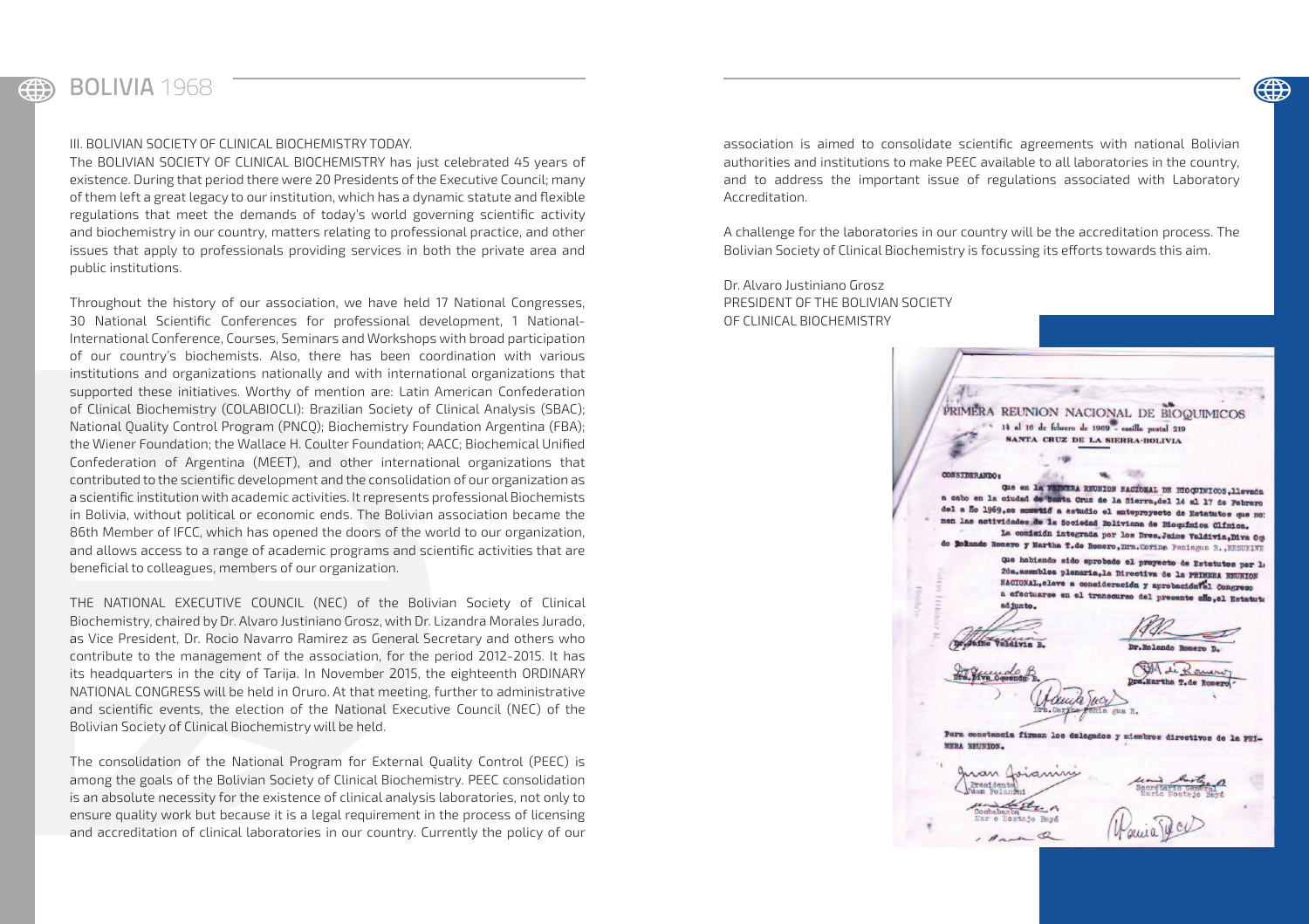## III. BOLIVIAN SOCIETY OF CLINICAL BIOCHEMISTRY TODAY.

The BOLIVIAN SOCIETY OF CLINICAL BIOCHEMISTRY has just celebrated 45 years of existence. During that period there were 20 Presidents of the Executive Council; many of them left a great legacy to our institution, which has a dynamic statute and flexible regulations that meet the demands of today's world governing scientific activity and biochemistry in our country, matters relating to professional practice, and other issues that apply to professionals providing services in both the private area and public institutions.

Throughout the history of our association, we have held 17 National Congresses, 30 National Scientific Conferences for professional development, 1 National-International Conference, Courses, Seminars and Workshops with broad participation of our country's biochemists. Also, there has been coordination with various institutions and organizations nationally and with international organizations that supported these initiatives. Worthy of mention are: Latin American Confederation of Clinical Biochemistry (COLABIOCLI): Brazilian Society of Clinical Analysis (SBAC); National Quality Control Program (PNCQ); Biochemistry Foundation Argentina (FBA); the Wiener Foundation; the Wallace H. Coulter Foundation; AACC; Biochemical Unified Confederation of Argentina (MEET), and other international organizations that contributed to the scientific development and the consolidation of our organization as a scientific institution with academic activities. It represents professional Biochemists in Bolivia, without political or economic ends. The Bolivian association became the 86th Member of IFCC, which has opened the doors of the world to our organization, and allows access to a range of academic programs and scientific activities that are beneficial to colleagues, members of our organization.

THE NATIONAL EXECUTIVE COUNCIL (NEC) of the Bolivian Society of Clinical Biochemistry, chaired by Dr. Alvaro Justiniano Grosz, with Dr. Lizandra Morales Jurado, as Vice President, Dr. Rocio Navarro Ramirez as General Secretary and others who contribute to the management of the association, for the period 2012-2015. It has its headquarters in the city of Tarija. In November 2015, the eighteenth ORDINARY NATIONAL CONGRESS will be held in Oruro. At that meeting, further to administrative and scientific events, the election of the National Executive Council (NEC) of the Bolivian Society of Clinical Biochemistry will be held.

The consolidation of the National Program for External Quality Control (PEEC) is among the goals of the Bolivian Society of Clinical Biochemistry. PEEC consolidation is an absolute necessity for the existence of clinical analysis laboratories, not only to ensure quality work but because it is a legal requirement in the process of licensing and accreditation of clinical laboratories in our country. Currently the policy of our association is aimed to consolidate scientific agreements with national Bolivian authorities and institutions to make PEEC available to all laboratories in the country, and to address the important issue of regulations associated with Laboratory Accreditation.

A challenge for the laboratories in our country will be the accreditation process. The Bolivian Society of Clinical Biochemistry is focussing its efforts towards this aim.

Dr. Alvaro Justiniano Grosz
PRESIDENT OF THE BOLIVIAN SOCIETY
OF CLINICAL BIOCHEMISTRY

PRIMERA REUNION NACIONAL DE BIOQUIMICOS
14 al 16 de febrero de 1969 - casilla postal 210
SANTA CRUZ DE LA SIERRA-BOLIVIA

CONSIDERANDO:

Que en la PRIMERA REUNION NACIONAL DE BIOQUIMICOS, llevada a cabo en la ciudad de Santa Cruz de la Sierra, del 14 al 17 de Febrero del a ño 1969, se sometió a estudio el anteproyecto de Estatutos que no: men las actividades de la Sociedad Boliviana de Bioquímica Clínica.

La comisión integrada por los Dres. Jaime Valdivia, Diva Og do Rolando Romero y Martha T. de Romero, Dra. Corina Paniagua R., RESUELVE

Que habiendo sido aprobado el proyecto de Estatutos por la 2da. asamblea plenaria, la Directiva de la PRIMERA REUNION NACIONAL, eleve a consideración y aprobación el Congreso a efectuarse en el transcurso del presente año, el Estatuto adjunto.

Dr. Jaime Valdivia B. — Dr. Rolando Romero D.
Dra. Diva Oquendo B. — Dra. Martha T. de Romero
Dra. Corina Paniagua R.

Para constancia firman los delegados y miembros directivos de la PRIMERA REUNION.

Presidente Juan Polanini — Secretario General Mario Mostajo Bayá
Cochabamba Mario Mostajo Bayá